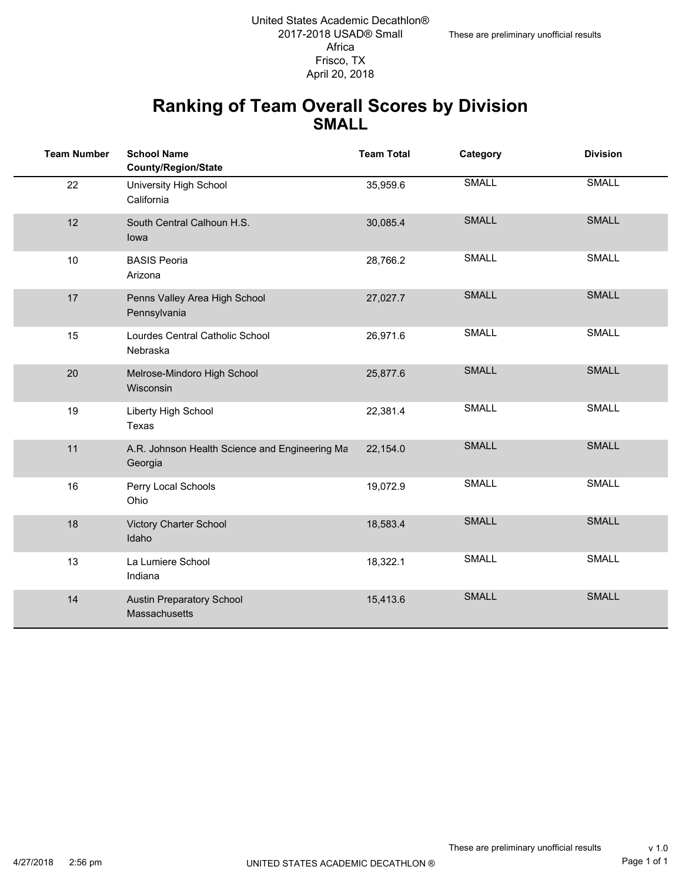United States Academic Decathlon®
2017-2018 USAD® Small
Africa
Frisco, TX
April 20, 2018

These are preliminary unofficial results

# Ranking of Team Overall Scores by Division
## SMALL

| Team Number | School Name County/Region/State | Team Total | Category | Division |
|---|---|---|---|---|
| 22 | University High School<br>California | 35,959.6 | SMALL | SMALL |
| 12 | South Central Calhoun H.S.<br>Iowa | 30,085.4 | SMALL | SMALL |
| 10 | BASIS Peoria<br>Arizona | 28,766.2 | SMALL | SMALL |
| 17 | Penns Valley Area High School<br>Pennsylvania | 27,027.7 | SMALL | SMALL |
| 15 | Lourdes Central Catholic School<br>Nebraska | 26,971.6 | SMALL | SMALL |
| 20 | Melrose-Mindoro High School<br>Wisconsin | 25,877.6 | SMALL | SMALL |
| 19 | Liberty High School<br>Texas | 22,381.4 | SMALL | SMALL |
| 11 | A.R. Johnson Health Science and Engineering Ma<br>Georgia | 22,154.0 | SMALL | SMALL |
| 16 | Perry Local Schools<br>Ohio | 19,072.9 | SMALL | SMALL |
| 18 | Victory Charter School<br>Idaho | 18,583.4 | SMALL | SMALL |
| 13 | La Lumiere School<br>Indiana | 18,322.1 | SMALL | SMALL |
| 14 | Austin Preparatory School<br>Massachusetts | 15,413.6 | SMALL | SMALL |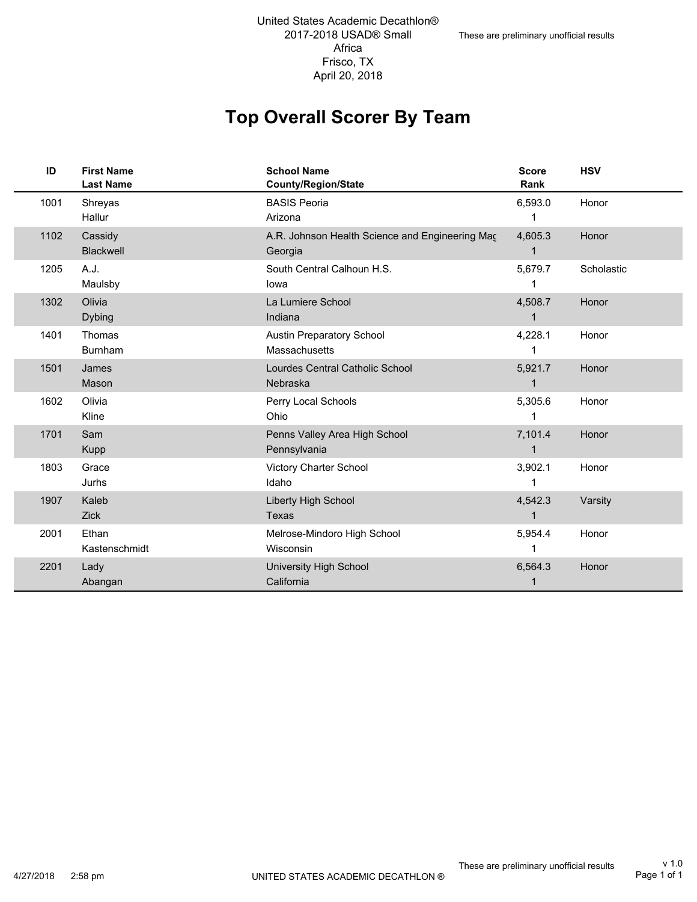United States Academic Decathlon®
2017-2018 USAD® Small
Africa
Frisco, TX
April 20, 2018

These are preliminary unofficial results

# Top Overall Scorer By Team

| ID | First Name<br>Last Name | School Name<br>County/Region/State | Score<br>Rank | HSV |
|---|---|---|---|---|
| 1001 | Shreyas<br>Hallur | BASIS Peoria<br>Arizona | 6,593.0<br>1 | Honor |
| 1102 | Cassidy<br>Blackwell | A.R. Johnson Health Science and Engineering Mag<br>Georgia | 4,605.3<br>1 | Honor |
| 1205 | A.J.<br>Maulsby | South Central Calhoun H.S.<br>Iowa | 5,679.7<br>1 | Scholastic |
| 1302 | Olivia<br>Dybing | La Lumiere School<br>Indiana | 4,508.7<br>1 | Honor |
| 1401 | Thomas<br>Burnham | Austin Preparatory School<br>Massachusetts | 4,228.1<br>1 | Honor |
| 1501 | James<br>Mason | Lourdes Central Catholic School<br>Nebraska | 5,921.7<br>1 | Honor |
| 1602 | Olivia<br>Kline | Perry Local Schools<br>Ohio | 5,305.6<br>1 | Honor |
| 1701 | Sam<br>Kupp | Penns Valley Area High School<br>Pennsylvania | 7,101.4<br>1 | Honor |
| 1803 | Grace<br>Jurhs | Victory Charter School<br>Idaho | 3,902.1<br>1 | Honor |
| 1907 | Kaleb<br>Zick | Liberty High School<br>Texas | 4,542.3<br>1 | Varsity |
| 2001 | Ethan<br>Kastenschmidt | Melrose-Mindoro High School<br>Wisconsin | 5,954.4<br>1 | Honor |
| 2201 | Lady<br>Abangan | University High School<br>California | 6,564.3<br>1 | Honor |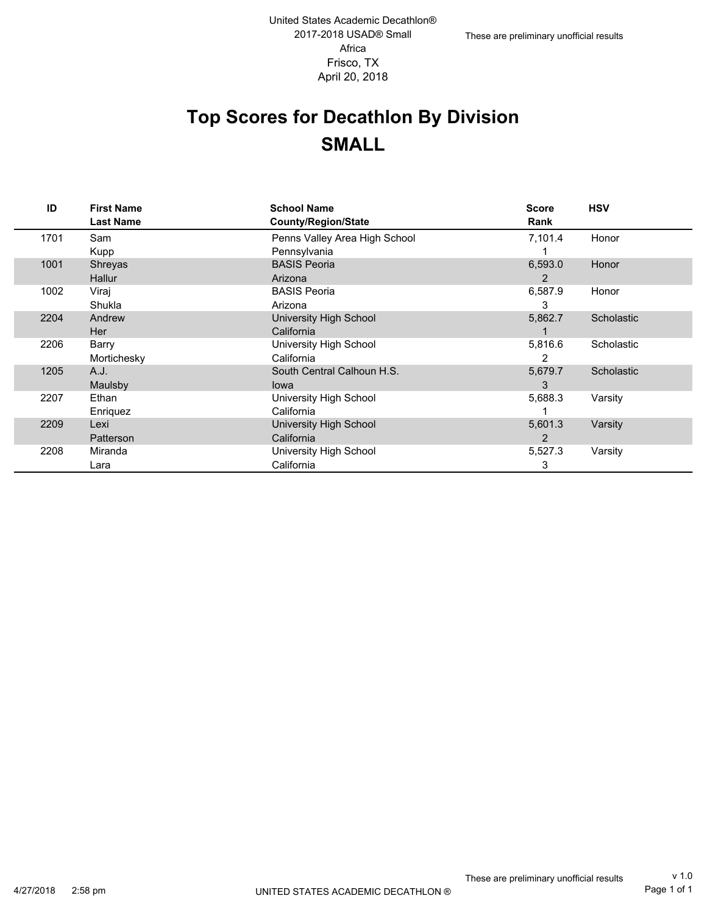United States Academic Decathlon®
2017-2018 USAD® Small
Africa
Frisco, TX
April 20, 2018

These are preliminary unofficial results

# Top Scores for Decathlon By Division
## SMALL

| ID | First Name<br>Last Name | School Name<br>County/Region/State | Score<br>Rank | HSV |
|---|---|---|---|---|
| 1701 | Sam<br>Kupp | Penns Valley Area High School<br>Pennsylvania | 7,101.4<br>1 | Honor |
| 1001 | Shreyas<br>Hallur | BASIS Peoria<br>Arizona | 6,593.0<br>2 | Honor |
| 1002 | Viraj<br>Shukla | BASIS Peoria<br>Arizona | 6,587.9<br>3 | Honor |
| 2204 | Andrew<br>Her | University High School<br>California | 5,862.7<br>1 | Scholastic |
| 2206 | Barry<br>Mortichesky | University High School<br>California | 5,816.6<br>2 | Scholastic |
| 1205 | A.J.<br>Maulsby | South Central Calhoun H.S.<br>Iowa | 5,679.7<br>3 | Scholastic |
| 2207 | Ethan<br>Enriquez | University High School<br>California | 5,688.3<br>1 | Varsity |
| 2209 | Lexi<br>Patterson | University High School<br>California | 5,601.3<br>2 | Varsity |
| 2208 | Miranda<br>Lara | University High School<br>California | 5,527.3<br>3 | Varsity |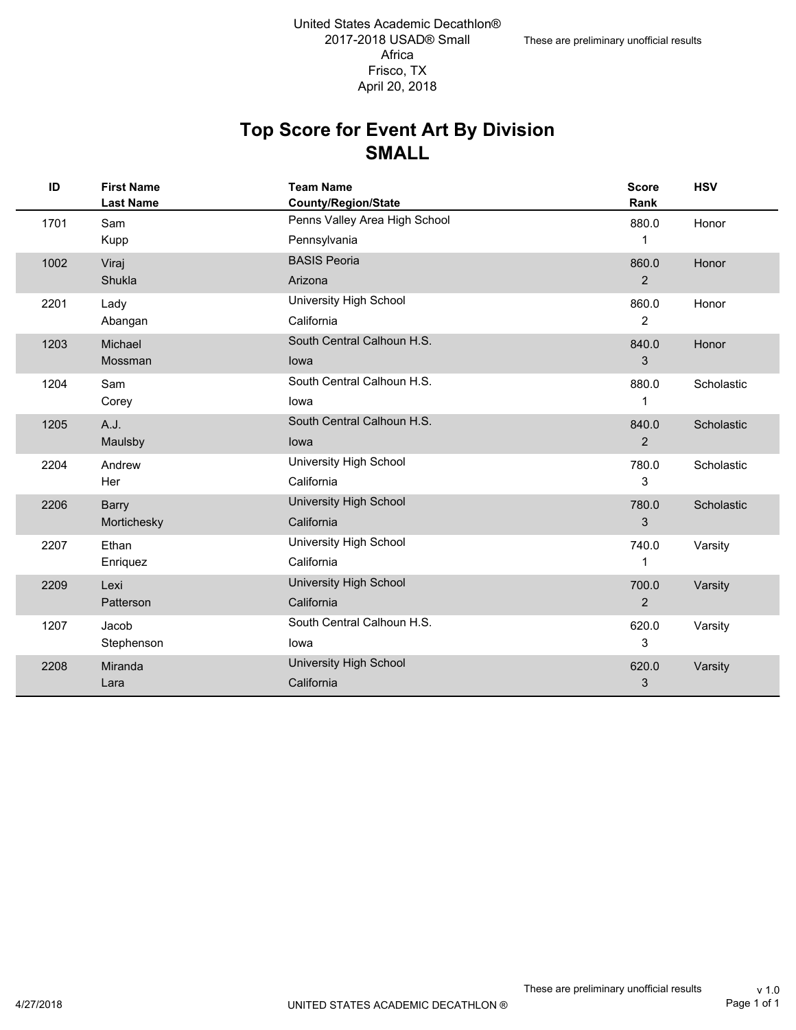United States Academic Decathlon®
2017-2018 USAD® Small
Africa
Frisco, TX
April 20, 2018

These are preliminary unofficial results

# Top Score for Event Art By Division
## SMALL

| ID | First Name / Last Name | Team Name / County/Region/State | Score / Rank | HSV |
|---|---|---|---|---|
| 1701 | Sam Kupp | Penns Valley Area High School / Pennsylvania | 880.0 / 1 | Honor |
| 1002 | Viraj Shukla | BASIS Peoria / Arizona | 860.0 / 2 | Honor |
| 2201 | Lady Abangan | University High School / California | 860.0 / 2 | Honor |
| 1203 | Michael Mossman | South Central Calhoun H.S. / Iowa | 840.0 / 3 | Honor |
| 1204 | Sam Corey | South Central Calhoun H.S. / Iowa | 880.0 / 1 | Scholastic |
| 1205 | A.J. Maulsby | South Central Calhoun H.S. / Iowa | 840.0 / 2 | Scholastic |
| 2204 | Andrew Her | University High School / California | 780.0 / 3 | Scholastic |
| 2206 | Barry Mortichesky | University High School / California | 780.0 / 3 | Scholastic |
| 2207 | Ethan Enriquez | University High School / California | 740.0 / 1 | Varsity |
| 2209 | Lexi Patterson | University High School / California | 700.0 / 2 | Varsity |
| 1207 | Jacob Stephenson | South Central Calhoun H.S. / Iowa | 620.0 / 3 | Varsity |
| 2208 | Miranda Lara | University High School / California | 620.0 / 3 | Varsity |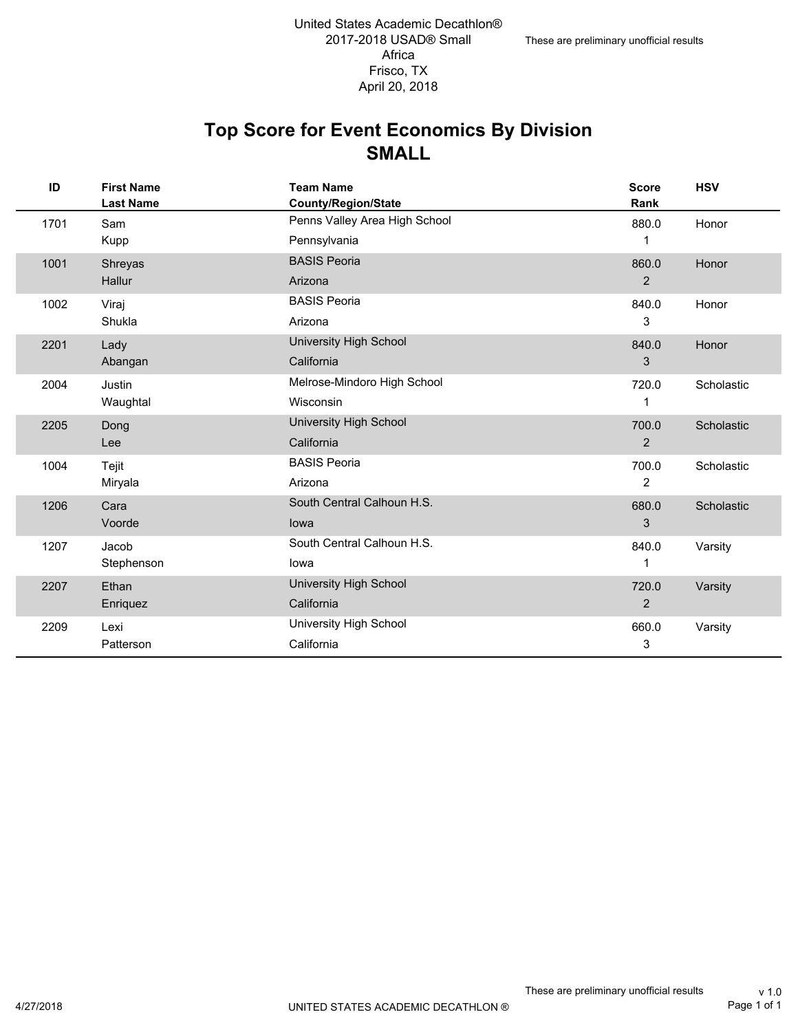United States Academic Decathlon®
2017-2018 USAD® Small
Africa
Frisco, TX
April 20, 2018

These are preliminary unofficial results

# Top Score for Event Economics By Division
## SMALL

| ID | First Name<br>Last Name | Team Name<br>County/Region/State | Score<br>Rank | HSV |
|---|---|---|---|---|
| 1701 | Sam<br>Kupp | Penns Valley Area High School<br>Pennsylvania | 880.0<br>1 | Honor |
| 1001 | Shreyas<br>Hallur | BASIS Peoria<br>Arizona | 860.0<br>2 | Honor |
| 1002 | Viraj<br>Shukla | BASIS Peoria<br>Arizona | 840.0<br>3 | Honor |
| 2201 | Lady<br>Abangan | University High School<br>California | 840.0<br>3 | Honor |
| 2004 | Justin<br>Waughtal | Melrose-Mindoro High School<br>Wisconsin | 720.0<br>1 | Scholastic |
| 2205 | Dong<br>Lee | University High School<br>California | 700.0<br>2 | Scholastic |
| 1004 | Tejit<br>Miryala | BASIS Peoria<br>Arizona | 700.0<br>2 | Scholastic |
| 1206 | Cara<br>Voorde | South Central Calhoun H.S.<br>Iowa | 680.0<br>3 | Scholastic |
| 1207 | Jacob<br>Stephenson | South Central Calhoun H.S.<br>Iowa | 840.0<br>1 | Varsity |
| 2207 | Ethan<br>Enriquez | University High School<br>California | 720.0<br>2 | Varsity |
| 2209 | Lexi<br>Patterson | University High School<br>California | 660.0<br>3 | Varsity |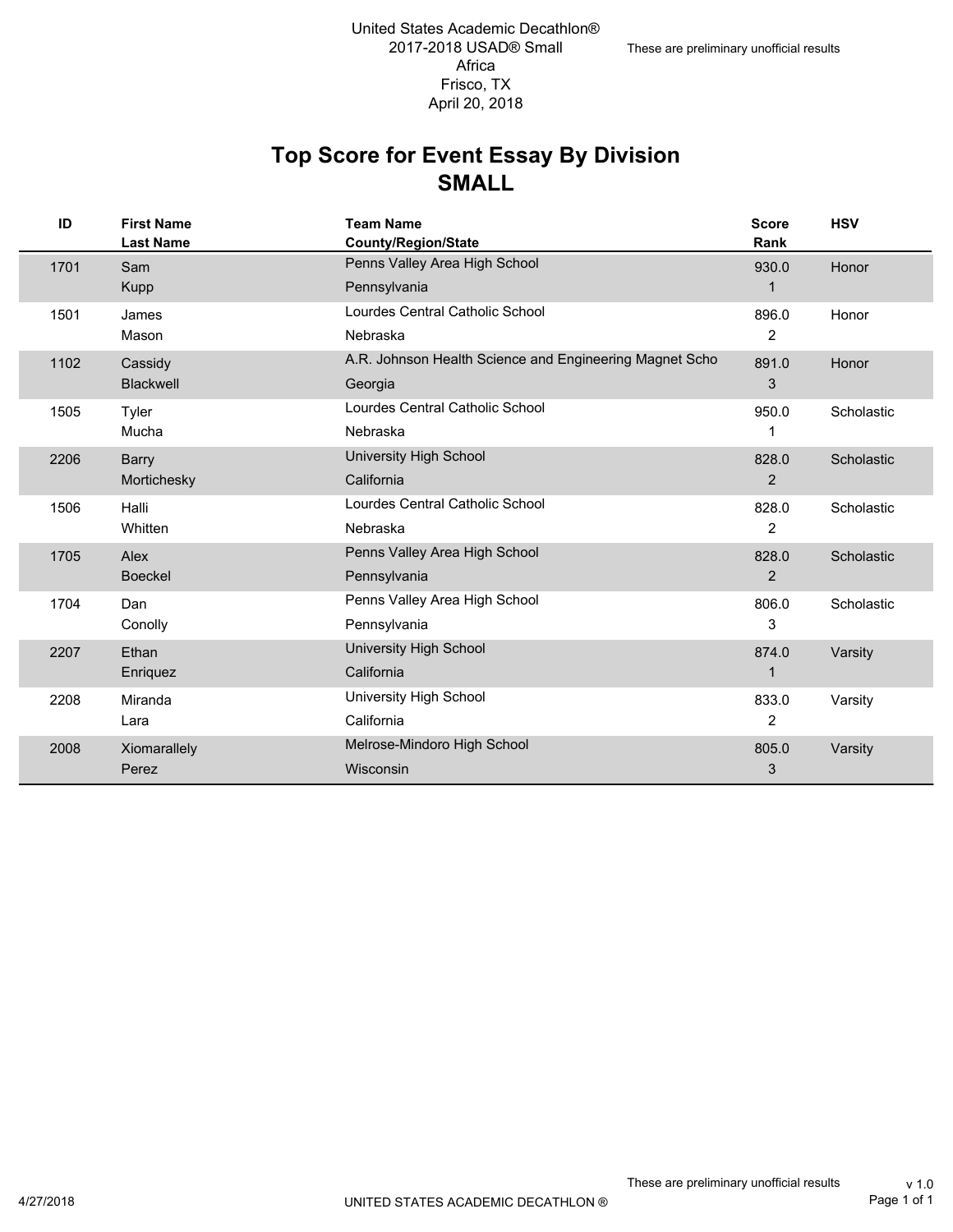United States Academic Decathlon®
2017-2018 USAD® Small
Africa
Frisco, TX
April 20, 2018

These are preliminary unofficial results

# Top Score for Event Essay By Division
## SMALL

| ID | First Name / Last Name | Team Name / County/Region/State | Score / Rank | HSV |
|---|---|---|---|---|
| 1701 | Sam Kupp | Penns Valley Area High School / Pennsylvania | 930.0 / 1 | Honor |
| 1501 | James Mason | Lourdes Central Catholic School / Nebraska | 896.0 / 2 | Honor |
| 1102 | Cassidy Blackwell | A.R. Johnson Health Science and Engineering Magnet Scho / Georgia | 891.0 / 3 | Honor |
| 1505 | Tyler Mucha | Lourdes Central Catholic School / Nebraska | 950.0 / 1 | Scholastic |
| 2206 | Barry Mortichesky | University High School / California | 828.0 / 2 | Scholastic |
| 1506 | Halli Whitten | Lourdes Central Catholic School / Nebraska | 828.0 / 2 | Scholastic |
| 1705 | Alex Boeckel | Penns Valley Area High School / Pennsylvania | 828.0 / 2 | Scholastic |
| 1704 | Dan Conolly | Penns Valley Area High School / Pennsylvania | 806.0 / 3 | Scholastic |
| 2207 | Ethan Enriquez | University High School / California | 874.0 / 1 | Varsity |
| 2208 | Miranda Lara | University High School / California | 833.0 / 2 | Varsity |
| 2008 | Xiomarallely Perez | Melrose-Mindoro High School / Wisconsin | 805.0 / 3 | Varsity |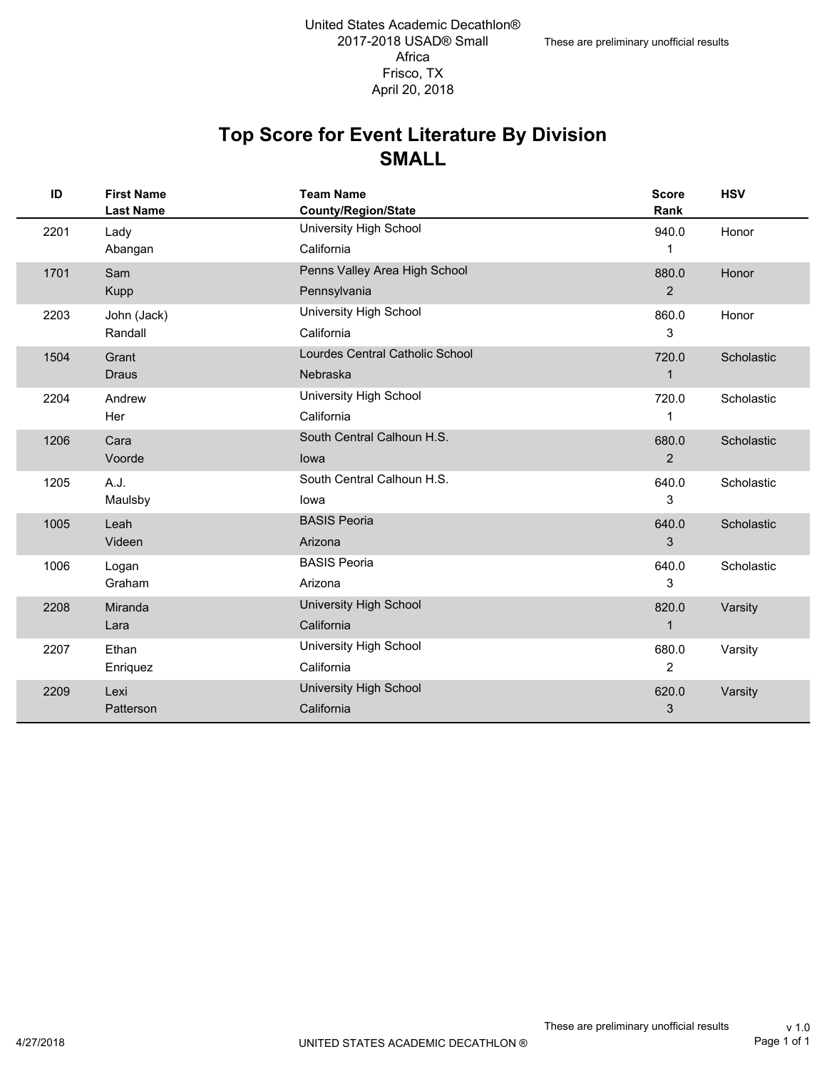United States Academic Decathlon®
2017-2018 USAD® Small
Africa
Frisco, TX
April 20, 2018

These are preliminary unofficial results

# Top Score for Event Literature By Division
## SMALL

| ID | First Name / Last Name | Team Name / County/Region/State | Score / Rank | HSV |
|---|---|---|---|---|
| 2201 | Lady Abangan | University High School / California | 940.0 / 1 | Honor |
| 1701 | Sam Kupp | Penns Valley Area High School / Pennsylvania | 880.0 / 2 | Honor |
| 2203 | John (Jack) Randall | University High School / California | 860.0 / 3 | Honor |
| 1504 | Grant Draus | Lourdes Central Catholic School / Nebraska | 720.0 / 1 | Scholastic |
| 2204 | Andrew Her | University High School / California | 720.0 / 1 | Scholastic |
| 1206 | Cara Voorde | South Central Calhoun H.S. / Iowa | 680.0 / 2 | Scholastic |
| 1205 | A.J. Maulsby | South Central Calhoun H.S. / Iowa | 640.0 / 3 | Scholastic |
| 1005 | Leah Videen | BASIS Peoria / Arizona | 640.0 / 3 | Scholastic |
| 1006 | Logan Graham | BASIS Peoria / Arizona | 640.0 / 3 | Scholastic |
| 2208 | Miranda Lara | University High School / California | 820.0 / 1 | Varsity |
| 2207 | Ethan Enriquez | University High School / California | 680.0 / 2 | Varsity |
| 2209 | Lexi Patterson | University High School / California | 620.0 / 3 | Varsity |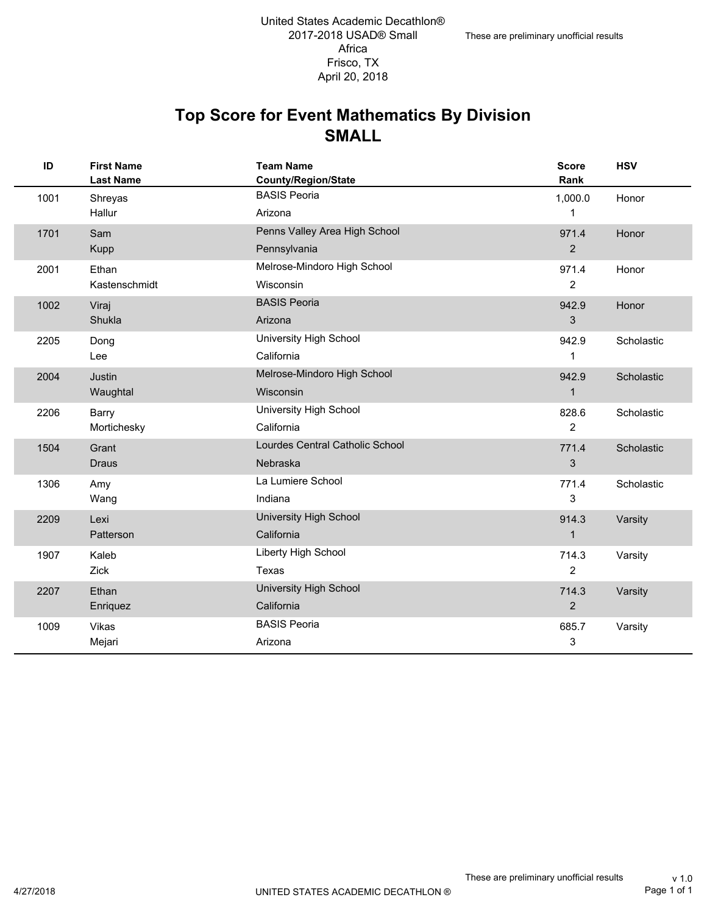United States Academic Decathlon®
2017-2018 USAD® Small
Africa
Frisco, TX
April 20, 2018

These are preliminary unofficial results

# Top Score for Event Mathematics By Division
## SMALL

| ID | First Name / Last Name | Team Name / County/Region/State | Score / Rank | HSV |
|---|---|---|---|---|
| 1001 | Shreyas Hallur | BASIS Peoria, Arizona | 1,000.0 / 1 | Honor |
| 1701 | Sam Kupp | Penns Valley Area High School, Pennsylvania | 971.4 / 2 | Honor |
| 2001 | Ethan Kastenschmidt | Melrose-Mindoro High School, Wisconsin | 971.4 / 2 | Honor |
| 1002 | Viraj Shukla | BASIS Peoria, Arizona | 942.9 / 3 | Honor |
| 2205 | Dong Lee | University High School, California | 942.9 / 1 | Scholastic |
| 2004 | Justin Waughtal | Melrose-Mindoro High School, Wisconsin | 942.9 / 1 | Scholastic |
| 2206 | Barry Mortichesky | University High School, California | 828.6 / 2 | Scholastic |
| 1504 | Grant Draus | Lourdes Central Catholic School, Nebraska | 771.4 / 3 | Scholastic |
| 1306 | Amy Wang | La Lumiere School, Indiana | 771.4 / 3 | Scholastic |
| 2209 | Lexi Patterson | University High School, California | 914.3 / 1 | Varsity |
| 1907 | Kaleb Zick | Liberty High School, Texas | 714.3 / 2 | Varsity |
| 2207 | Ethan Enriquez | University High School, California | 714.3 / 2 | Varsity |
| 1009 | Vikas Mejari | BASIS Peoria, Arizona | 685.7 / 3 | Varsity |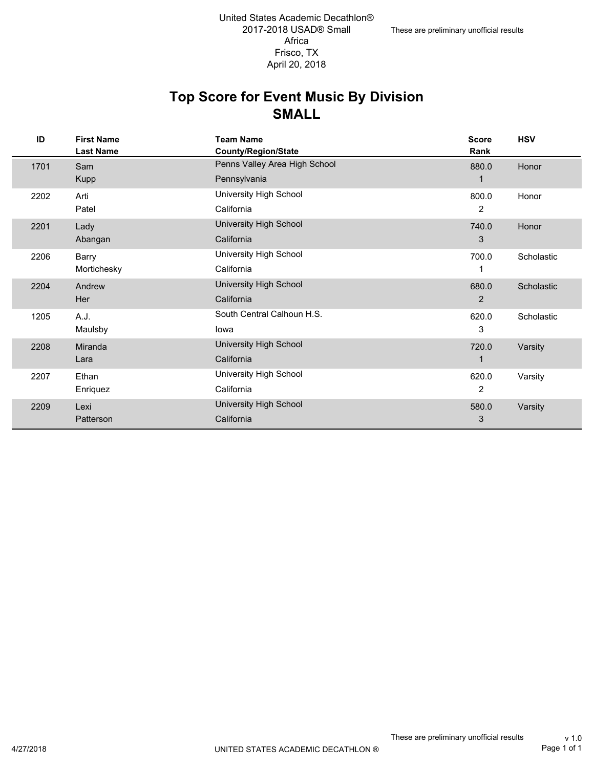United States Academic Decathlon®
2017-2018 USAD® Small
Africa
Frisco, TX
April 20, 2018

These are preliminary unofficial results

# Top Score for Event Music By Division
## SMALL

| ID | First Name / Last Name | Team Name / County/Region/State | Score / Rank | HSV |
|---|---|---|---|---|
| 1701 | Sam Kupp | Penns Valley Area High School, Pennsylvania | 880.0 / 1 | Honor |
| 2202 | Arti Patel | University High School, California | 800.0 / 2 | Honor |
| 2201 | Lady Abangan | University High School, California | 740.0 / 3 | Honor |
| 2206 | Barry Mortichesky | University High School, California | 700.0 / 1 | Scholastic |
| 2204 | Andrew Her | University High School, California | 680.0 / 2 | Scholastic |
| 1205 | A.J. Maulsby | South Central Calhoun H.S., Iowa | 620.0 / 3 | Scholastic |
| 2208 | Miranda Lara | University High School, California | 720.0 / 1 | Varsity |
| 2207 | Ethan Enriquez | University High School, California | 620.0 / 2 | Varsity |
| 2209 | Lexi Patterson | University High School, California | 580.0 / 3 | Varsity |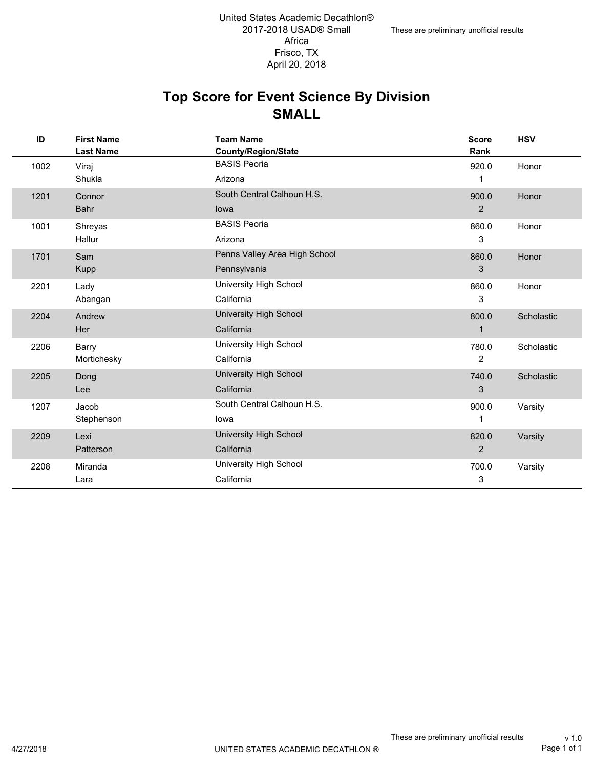United States Academic Decathlon®
2017-2018 USAD® Small
Africa
Frisco, TX
April 20, 2018

These are preliminary unofficial results

# Top Score for Event Science By Division
## SMALL

| ID | First Name / Last Name | Team Name / County/Region/State | Score / Rank | HSV |
|---|---|---|---|---|
| 1002 | Viraj Shukla | BASIS Peoria, Arizona | 920.0 / 1 | Honor |
| 1201 | Connor Bahr | South Central Calhoun H.S., Iowa | 900.0 / 2 | Honor |
| 1001 | Shreyas Hallur | BASIS Peoria, Arizona | 860.0 / 3 | Honor |
| 1701 | Sam Kupp | Penns Valley Area High School, Pennsylvania | 860.0 / 3 | Honor |
| 2201 | Lady Abangan | University High School, California | 860.0 / 3 | Honor |
| 2204 | Andrew Her | University High School, California | 800.0 / 1 | Scholastic |
| 2206 | Barry Mortichesky | University High School, California | 780.0 / 2 | Scholastic |
| 2205 | Dong Lee | University High School, California | 740.0 / 3 | Scholastic |
| 1207 | Jacob Stephenson | South Central Calhoun H.S., Iowa | 900.0 / 1 | Varsity |
| 2209 | Lexi Patterson | University High School, California | 820.0 / 2 | Varsity |
| 2208 | Miranda Lara | University High School, California | 700.0 / 3 | Varsity |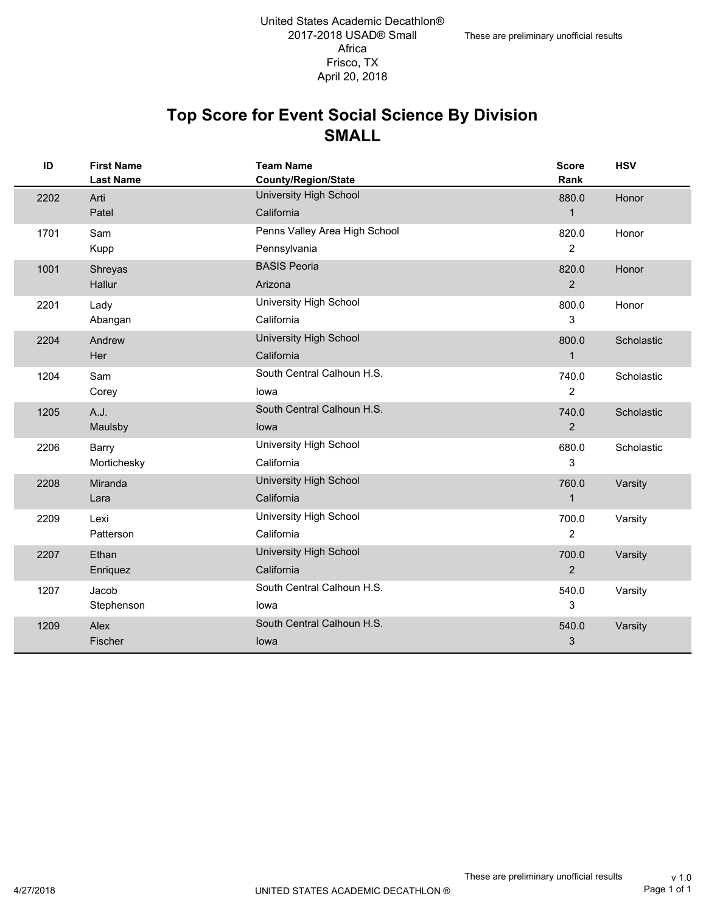United States Academic Decathlon®
2017-2018 USAD® Small
Africa
Frisco, TX
April 20, 2018

These are preliminary unofficial results

# Top Score for Event Social Science By Division
## SMALL

| ID | First Name / Last Name | Team Name / County/Region/State | Score / Rank | HSV |
|---|---|---|---|---|
| 2202 | Arti Patel | University High School / California | 880.0 / 1 | Honor |
| 1701 | Sam Kupp | Penns Valley Area High School / Pennsylvania | 820.0 / 2 | Honor |
| 1001 | Shreyas Hallur | BASIS Peoria / Arizona | 820.0 / 2 | Honor |
| 2201 | Lady Abangan | University High School / California | 800.0 / 3 | Honor |
| 2204 | Andrew Her | University High School / California | 800.0 / 1 | Scholastic |
| 1204 | Sam Corey | South Central Calhoun H.S. / Iowa | 740.0 / 2 | Scholastic |
| 1205 | A.J. Maulsby | South Central Calhoun H.S. / Iowa | 740.0 / 2 | Scholastic |
| 2206 | Barry Mortichesky | University High School / California | 680.0 / 3 | Scholastic |
| 2208 | Miranda Lara | University High School / California | 760.0 / 1 | Varsity |
| 2209 | Lexi Patterson | University High School / California | 700.0 / 2 | Varsity |
| 2207 | Ethan Enriquez | University High School / California | 700.0 / 2 | Varsity |
| 1207 | Jacob Stephenson | South Central Calhoun H.S. / Iowa | 540.0 / 3 | Varsity |
| 1209 | Alex Fischer | South Central Calhoun H.S. / Iowa | 540.0 / 3 | Varsity |

These are preliminary unofficial results

4/27/2018

UNITED STATES ACADEMIC DECATHLON ®

v 1.0